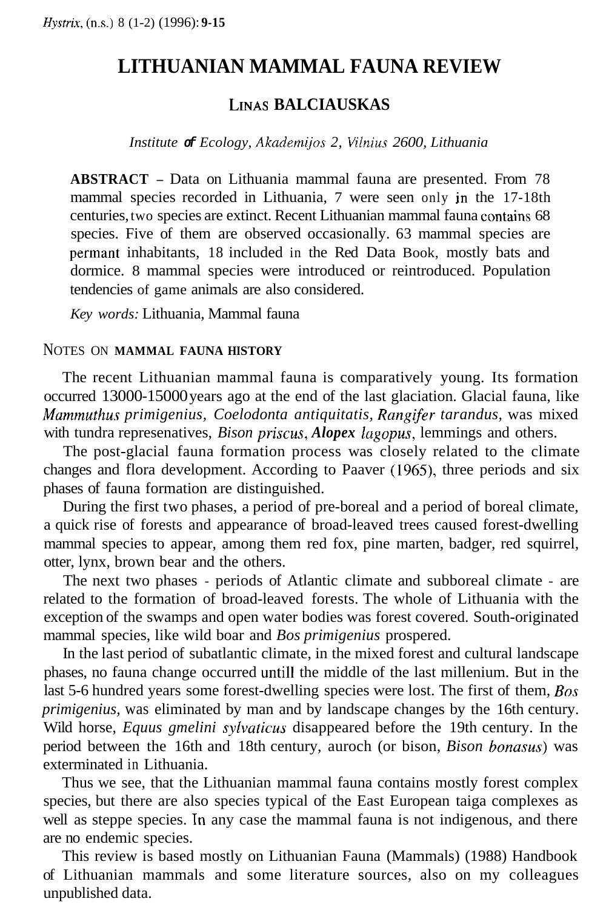# LITHUANIAN MAMMAL FAUNA REVIEW

## LINAS BALCIAUSKAS

*Institute of Ecology, Akademijos 2, Vilnius 2600, Lithuania*

**ABSTRACT –** Data on Lithuania mammal fauna are presented. From 78 mammal species recorded in Lithuania, 7 were seen only in the 17-18th centuries, two species are extinct. Recent Lithuanian mammal fauna contains 68 species. Five of them are observed occasionally. 63 mammal species are permant inhabitants, 18 included in the Red Data Book, mostly bats and dormice. 8 mammal species were introduced or reintroduced. Population tendencies of game animals are also considered.

*Key words:* Lithuania, Mammal fauna

## NOTES ON MAMMAL FAUNA HISTORY

The recent Lithuanian mammal fauna is comparatively young. Its formation occurred 13000-15000 years ago at the end of the last glaciation. Glacial fauna, like *Mammuthus primigenius, Coelodonta antiquitatis, Rangifer tarandus,* was mixed with tundra represenatives, *Bison priscus*, ***Alopex** lagopus*, lemmings and others.

The post-glacial fauna formation process was closely related to the climate changes and flora development. According to Paaver (1965), three periods and six phases of fauna formation are distinguished.

During the first two phases, a period of pre-boreal and a period of boreal climate, a quick rise of forests and appearance of broad-leaved trees caused forest-dwelling mammal species to appear, among them red fox, pine marten, badger, red squirrel, otter, lynx, brown bear and the others.

The next two phases - periods of Atlantic climate and subboreal climate - are related to the formation of broad-leaved forests. The whole of Lithuania with the exception of the swamps and open water bodies was forest covered. South-originated mammal species, like wild boar and *Bos primigenius* prospered.

In the last period of subatlantic climate, in the mixed forest and cultural landscape phases, no fauna change occurred untill the middle of the last millenium. But in the last 5-6 hundred years some forest-dwelling species were lost. The first of them, *Bos primigenius,* was eliminated by man and by landscape changes by the 16th century. Wild horse, *Equus gmelini sylvaticus* disappeared before the 19th century. In the period between the 16th and 18th century, auroch (or bison, *Bison bonasus*) was exterminated in Lithuania.

Thus we see, that the Lithuanian mammal fauna contains mostly forest complex species, but there are also species typical of the East European taiga complexes as well as steppe species. In any case the mammal fauna is not indigenous, and there are no endemic species.

This review is based mostly on Lithuanian Fauna (Mammals) (1988) Handbook of Lithuanian mammals and some literature sources, also on my colleagues unpublished data.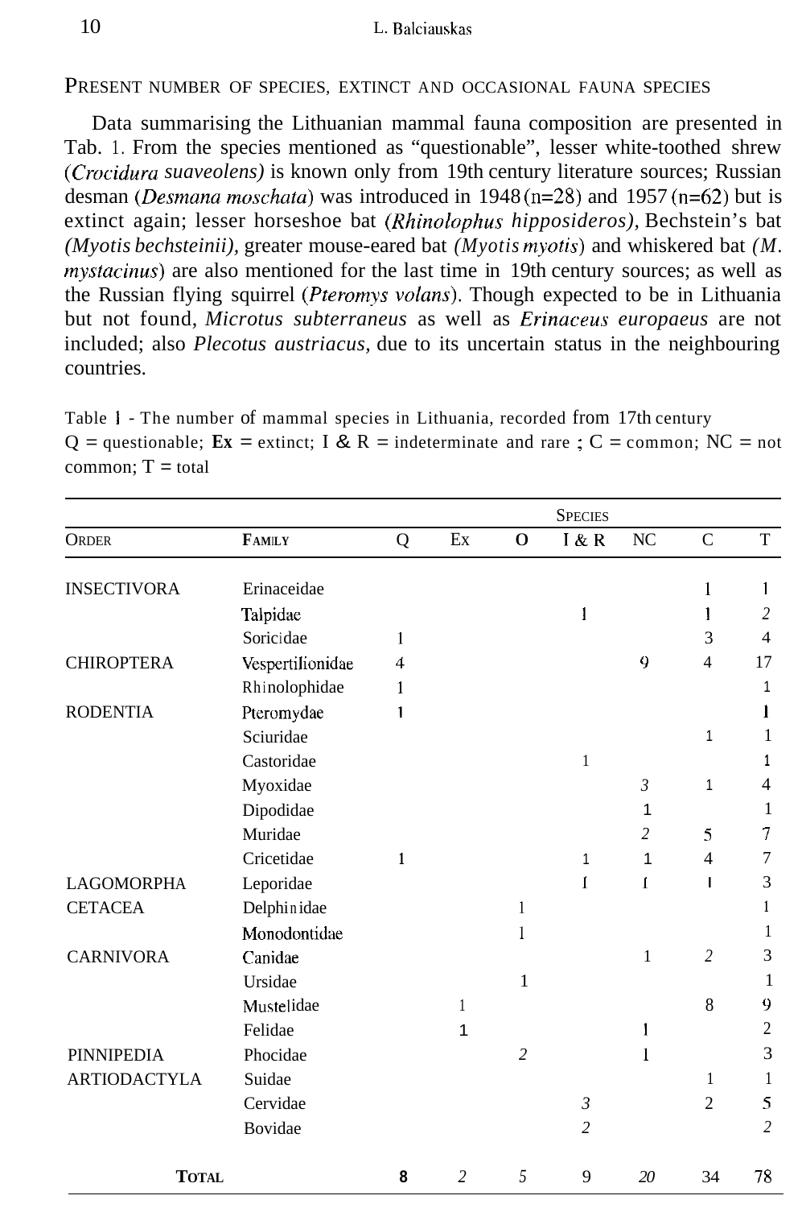## PRESENT NUMBER OF SPECIES, EXTINCT AND OCCASIONAL FAUNA SPECIES

Data summarising the Lithuanian mammal fauna composition are presented in Tab. 1. From the species mentioned as "questionable", lesser white-toothed shrew (*Crocidura suaveolens)* is known only from 19th century literature sources; Russian desman (*Desmana moschata*) was introduced in 1948 (n=28) and 1957 (n=62) but is extinct again; lesser horseshoe bat (*Rhinolophus hipposideros),* Bechstein's bat *(Myotis bechsteinii)*, greater mouse-eared bat *(Myotis myotis*) and whiskered bat *(M. mystacinus*) are also mentioned for the last time in 19th century sources; as well as the Russian flying squirrel (*Pteromys volans*). Though expected to be in Lithuania but not found, *Microtus subterraneus* as well as *Erinaceus europaeus* are not included; also *Plecotus austriacus*, due to its uncertain status in the neighbouring countries.

Table 1 - The number of mammal species in Lithuania, recorded from 17th century
Q = questionable; **Ex** = extinct; I & R = indeterminate and rare ; C = common; NC = not common; T = total

| | | SPECIES | | | | | | |
|---|---|---|---|---|---|---|---|---|
| ORDER | FAMILY | Q | EX | O | I & R | NC | C | T |
| INSECTIVORA | Erinaceidae | | | | | | 1 | 1 |
| | Talpidae | | | | 1 | | 1 | 2 |
| | Soricidae | 1 | | | | | 3 | 4 |
| CHIROPTERA | Vespertilionidae | 4 | | | | 9 | 4 | 17 |
| | Rhinolophidae | 1 | | | | | | 1 |
| RODENTIA | Pteromydae | 1 | | | | | | 1 |
| | Sciuridae | | | | | | 1 | 1 |
| | Castoridae | | | | 1 | | | 1 |
| | Myoxidae | | | | | 3 | 1 | 4 |
| | Dipodidae | | | | | 1 | | 1 |
| | Muridae | | | | | 2 | 5 | 7 |
| | Cricetidae | 1 | | | 1 | 1 | 4 | 7 |
| LAGOMORPHA | Leporidae | | | | 1 | 1 | 1 | 3 |
| CETACEA | Delphinidae | | | 1 | | | | 1 |
| | Monodontidae | | | 1 | | | | 1 |
| CARNIVORA | Canidae | | | | | 1 | 2 | 3 |
| | Ursidae | | | 1 | | | | 1 |
| | Mustelidae | | 1 | | | | 8 | 9 |
| | Felidae | | 1 | | | 1 | | 2 |
| PINNIPEDIA | Phocidae | | | 2 | | 1 | | 3 |
| ARTIODACTYLA | Suidae | | | | | | 1 | 1 |
| | Cervidae | | | | 3 | | 2 | 5 |
| | Bovidae | | | | 2 | | | 2 |
| **TOTAL** | | **8** | 2 | 5 | 9 | 20 | 34 | 78 |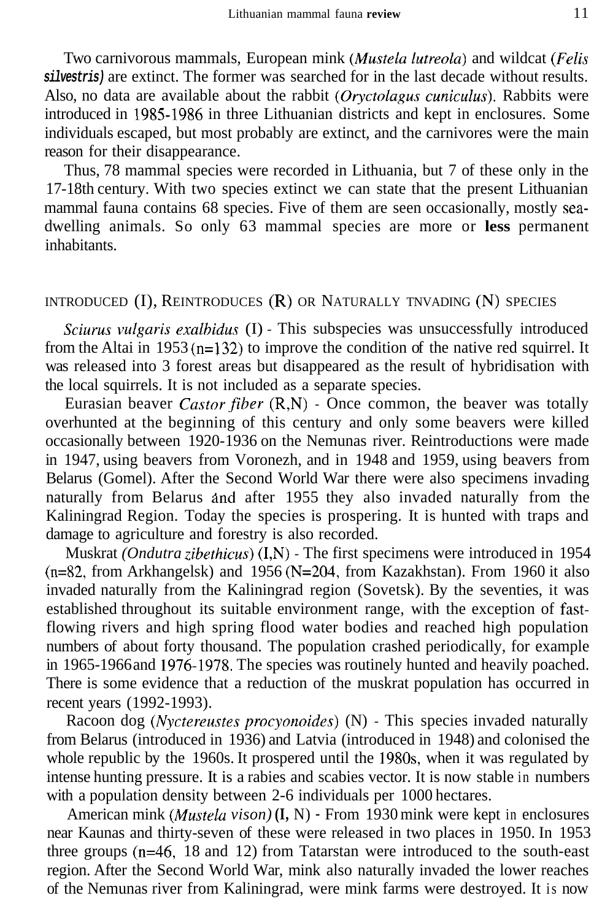Two carnivorous mammals, European mink (*Mustela lutreola*) and wildcat (*Felis silvestris)* are extinct. The former was searched for in the last decade without results. Also, no data are available about the rabbit (*Oryctolagus cuniculus*). Rabbits were introduced in 1985-1986 in three Lithuanian districts and kept in enclosures. Some individuals escaped, but most probably are extinct, and the carnivores were the main reason for their disappearance.

Thus, 78 mammal species were recorded in Lithuania, but 7 of these only in the 17-18th century. With two species extinct we can state that the present Lithuanian mammal fauna contains 68 species. Five of them are seen occasionally, mostly sea-dwelling animals. So only 63 mammal species are more or **less** permanent inhabitants.

## INTRODUCED (I), REINTRODUCES (R) OR NATURALLY TNVADING (N) SPECIES

*Sciurus vulgaris exalbidus* (I) - This subspecies was unsuccessfully introduced from the Altai in 1953 (n=132) to improve the condition of the native red squirrel. It was released into 3 forest areas but disappeared as the result of hybridisation with the local squirrels. It is not included as a separate species.

Eurasian beaver *Castor fiber* (R,N) - Once common, the beaver was totally overhunted at the beginning of this century and only some beavers were killed occasionally between 1920-1936 on the Nemunas river. Reintroductions were made in 1947, using beavers from Voronezh, and in 1948 and 1959, using beavers from Belarus (Gomel). After the Second World War there were also specimens invading naturally from Belarus and after 1955 they also invaded naturally from the Kaliningrad Region. Today the species is prospering. It is hunted with traps and damage to agriculture and forestry is also recorded.

Muskrat *(Ondutra zibethicus)* (I,N) - The first specimens were introduced in 1954 (n=82, from Arkhangelsk) and 1956 (N=204, from Kazakhstan). From 1960 it also invaded naturally from the Kaliningrad region (Sovetsk). By the seventies, it was established throughout its suitable environment range, with the exception of fast-flowing rivers and high spring flood water bodies and reached high population numbers of about forty thousand. The population crashed periodically, for example in 1965-1966 and 1976-1978. The species was routinely hunted and heavily poached. There is some evidence that a reduction of the muskrat population has occurred in recent years (1992-1993).

Racoon dog (*Nyctereustes procyonoides*) (N) - This species invaded naturally from Belarus (introduced in 1936) and Latvia (introduced in 1948) and colonised the whole republic by the 1960s. It prospered until the 1980s, when it was regulated by intense hunting pressure. It is a rabies and scabies vector. It is now stable in numbers with a population density between 2-6 individuals per 1000 hectares.

American mink (*Mustela vison)* **(I,** N) - From 1930 mink were kept in enclosures near Kaunas and thirty-seven of these were released in two places in 1950. In 1953 three groups (n=46, 18 and 12) from Tatarstan were introduced to the south-east region. After the Second World War, mink also naturally invaded the lower reaches of the Nemunas river from Kaliningrad, were mink farms were destroyed. It is now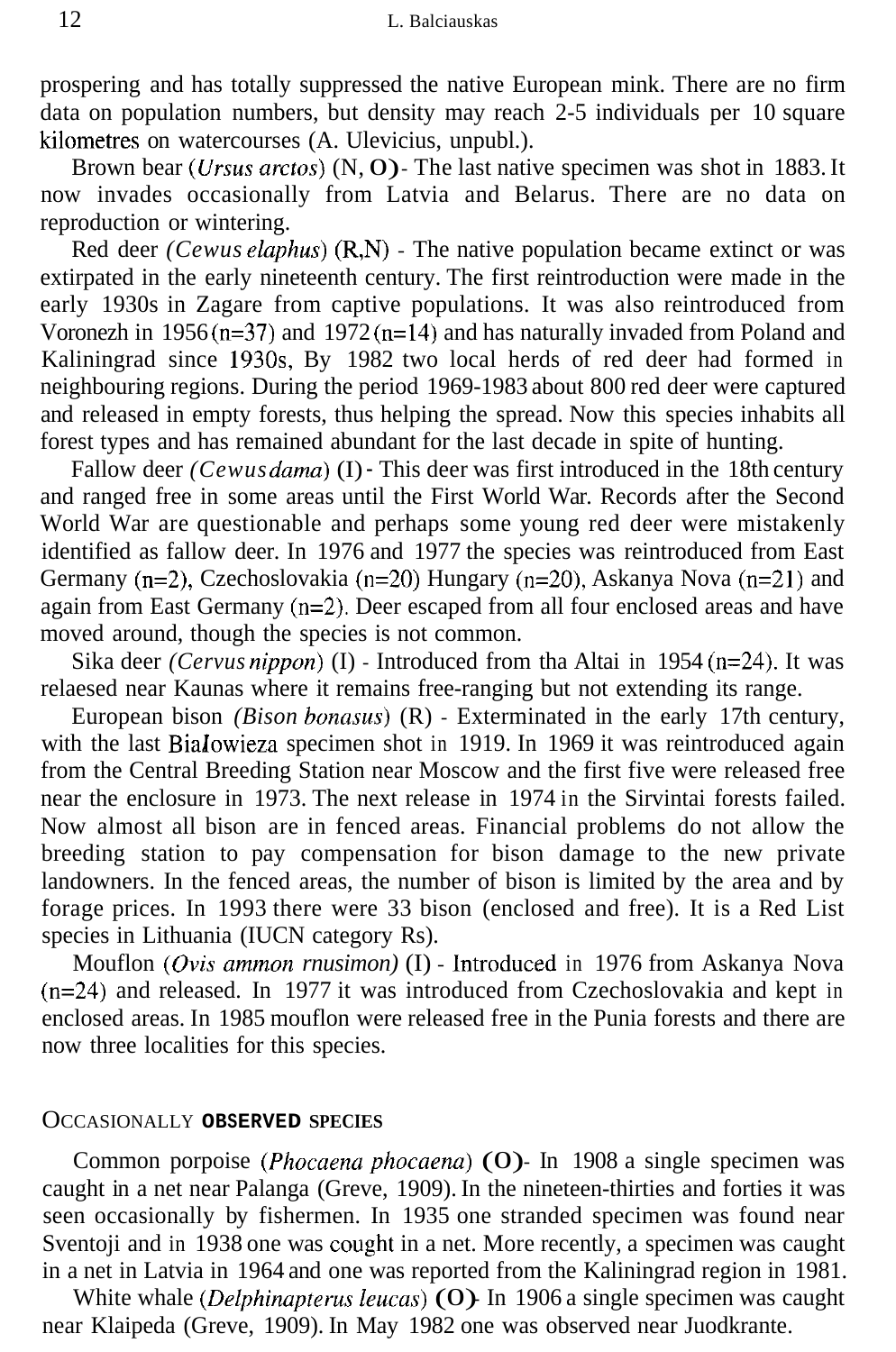prospering and has totally suppressed the native European mink. There are no firm data on population numbers, but density may reach 2-5 individuals per 10 square kilometres on watercourses (A. Ulevicius, unpubl.).

Brown bear (*Ursus arctos*) (N, O) - The last native specimen was shot in 1883. It now invades occasionally from Latvia and Belarus. There are no data on reproduction or wintering.

Red deer *(Cewus elaphus)* (R,N) - The native population became extinct or was extirpated in the early nineteenth century. The first reintroduction were made in the early 1930s in Zagare from captive populations. It was also reintroduced from Voronezh in 1956 (n=37) and 1972 (n=14) and has naturally invaded from Poland and Kaliningrad since 1930s, By 1982 two local herds of red deer had formed in neighbouring regions. During the period 1969-1983 about 800 red deer were captured and released in empty forests, thus helping the spread. Now this species inhabits all forest types and has remained abundant for the last decade in spite of hunting.

Fallow deer *(Cewus dama)* (I) - This deer was first introduced in the 18th century and ranged free in some areas until the First World War. Records after the Second World War are questionable and perhaps some young red deer were mistakenly identified as fallow deer. In 1976 and 1977 the species was reintroduced from East Germany (n=2), Czechoslovakia (n=20) Hungary (n=20), Askanya Nova (n=21) and again from East Germany (n=2). Deer escaped from all four enclosed areas and have moved around, though the species is not common.

Sika deer *(Cervus nippon)* (I) - Introduced from tha Altai in 1954 (n=24). It was relaesed near Kaunas where it remains free-ranging but not extending its range.

European bison *(Bison bonasus)* (R) - Exterminated in the early 17th century, with the last Białowieza specimen shot in 1919. In 1969 it was reintroduced again from the Central Breeding Station near Moscow and the first five were released free near the enclosure in 1973. The next release in 1974 in the Sirvintai forests failed. Now almost all bison are in fenced areas. Financial problems do not allow the breeding station to pay compensation for bison damage to the new private landowners. In the fenced areas, the number of bison is limited by the area and by forage prices. In 1993 there were 33 bison (enclosed and free). It is a Red List species in Lithuania (IUCN category Rs).

Mouflon (*Ovis ammon rnusimon)* (I) - Introduced in 1976 from Askanya Nova (n=24) and released. In 1977 it was introduced from Czechoslovakia and kept in enclosed areas. In 1985 mouflon were released free in the Punia forests and there are now three localities for this species.

## OCCASIONALLY OBSERVED SPECIES

Common porpoise (*Phocaena phocaena*) (O)- In 1908 a single specimen was caught in a net near Palanga (Greve, 1909). In the nineteen-thirties and forties it was seen occasionally by fishermen. In 1935 one stranded specimen was found near Sventoji and in 1938 one was cought in a net. More recently, a specimen was caught in a net in Latvia in 1964 and one was reported from the Kaliningrad region in 1981.

White whale (*Delphinapterus leucas*) (O)- In 1906 a single specimen was caught near Klaipeda (Greve, 1909). In May 1982 one was observed near Juodkrante.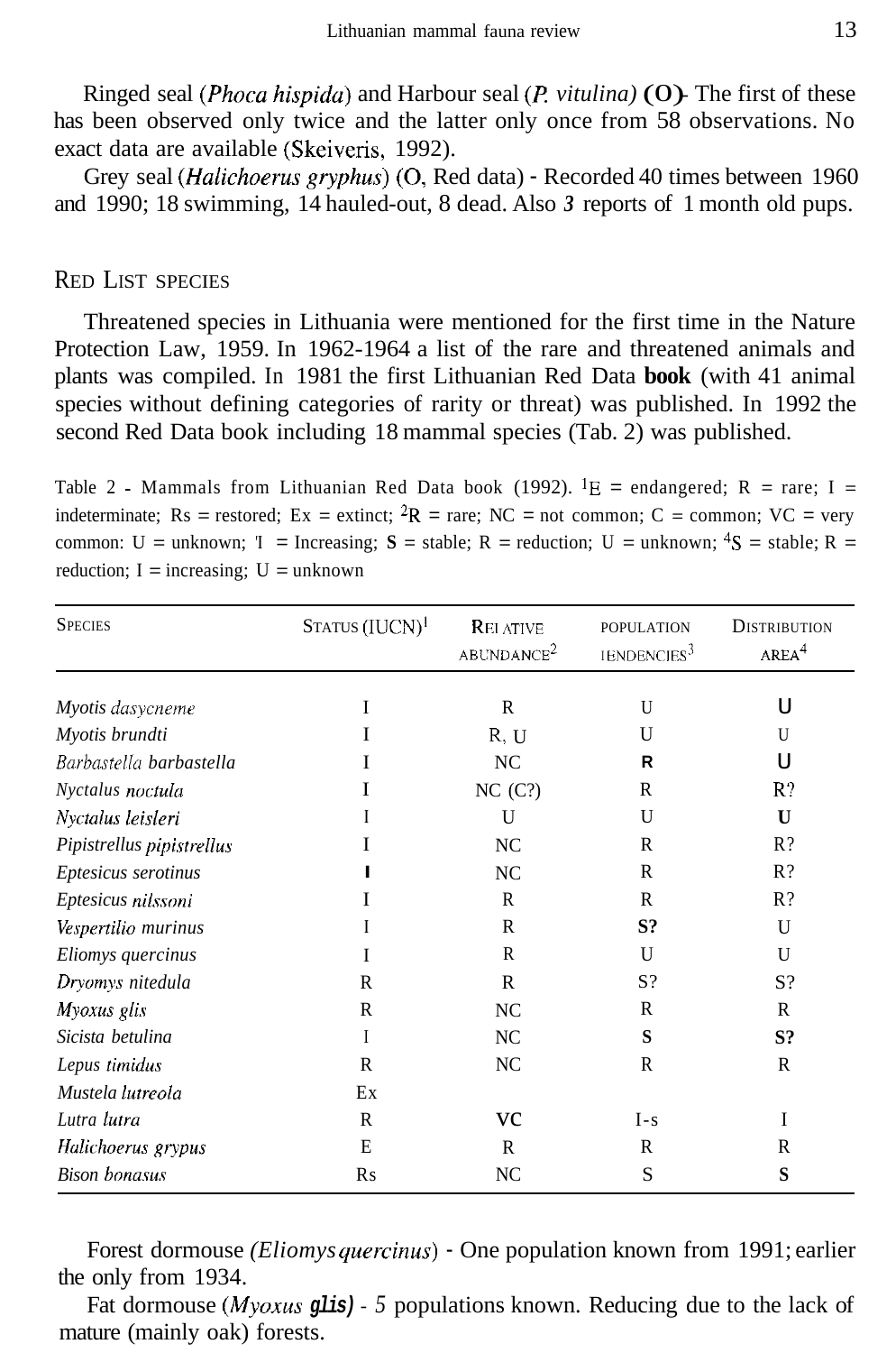Ringed seal (*Phoca hispida*) and Harbour seal (*P. vitulina*) **(O)**- The first of these has been observed only twice and the latter only once from 58 observations. No exact data are available (Skeiveris, 1992).

Grey seal (*Halichoerus gryphus*) (O, Red data) - Recorded 40 times between 1960 and 1990; 18 swimming, 14 hauled-out, 8 dead. Also *3* reports of 1 month old pups.

## Red List species

Threatened species in Lithuania were mentioned for the first time in the Nature Protection Law, 1959. In 1962-1964 a list of the rare and threatened animals and plants was compiled. In 1981 the first Lithuanian Red Data **book** (with 41 animal species without defining categories of rarity or threat) was published. In 1992 the second Red Data book including 18 mammal species (Tab. 2) was published.

Table 2 - Mammals from Lithuanian Red Data book (1992). [1]E = endangered; R = rare; I = indeterminate; Rs = restored; Ex = extinct; [2]R = rare; NC = not common; C = common; VC = very common: U = unknown; [3]I = Increasing; S = stable; R = reduction; U = unknown; [4]S = stable; R = reduction; I = increasing; U = unknown

| Species | Status (IUCN)[1] | Relative abundance[2] | Population tendencies[3] | Distribution area[4] |
|---|---|---|---|---|
| *Myotis dasycneme* | I | R | U | U |
| *Myotis brundti* | I | R, U | U | U |
| *Barbastella barbastella* | I | NC | R | U |
| *Nyctalus noctula* | I | NC (C?) | R | R? |
| *Nyctalus leisleri* | I | U | U | U |
| *Pipistrellus pipistrellus* | I | NC | R | R? |
| *Eptesicus serotinus* | I | NC | R | R? |
| *Eptesicus nilssoni* | I | R | R | R? |
| *Vespertilio murinus* | I | R | S? | U |
| *Eliomys quercinus* | I | R | U | U |
| *Dryomys nitedula* | R | R | S? | S? |
| *Myoxus glis* | R | NC | R | R |
| *Sicista betulina* | I | NC | S | S? |
| *Lepus timidus* | R | NC | R | R |
| *Mustela lutreola* | Ex | | | |
| *Lutra lutra* | R | VC | I-s | I |
| *Halichoerus grypus* | E | R | R | R |
| *Bison bonasus* | Rs | NC | S | S |

Forest dormouse (*Eliomys quercinus*) - One population known from 1991; earlier the only from 1934.

Fat dormouse (*Myoxus glis*) - *5* populations known. Reducing due to the lack of mature (mainly oak) forests.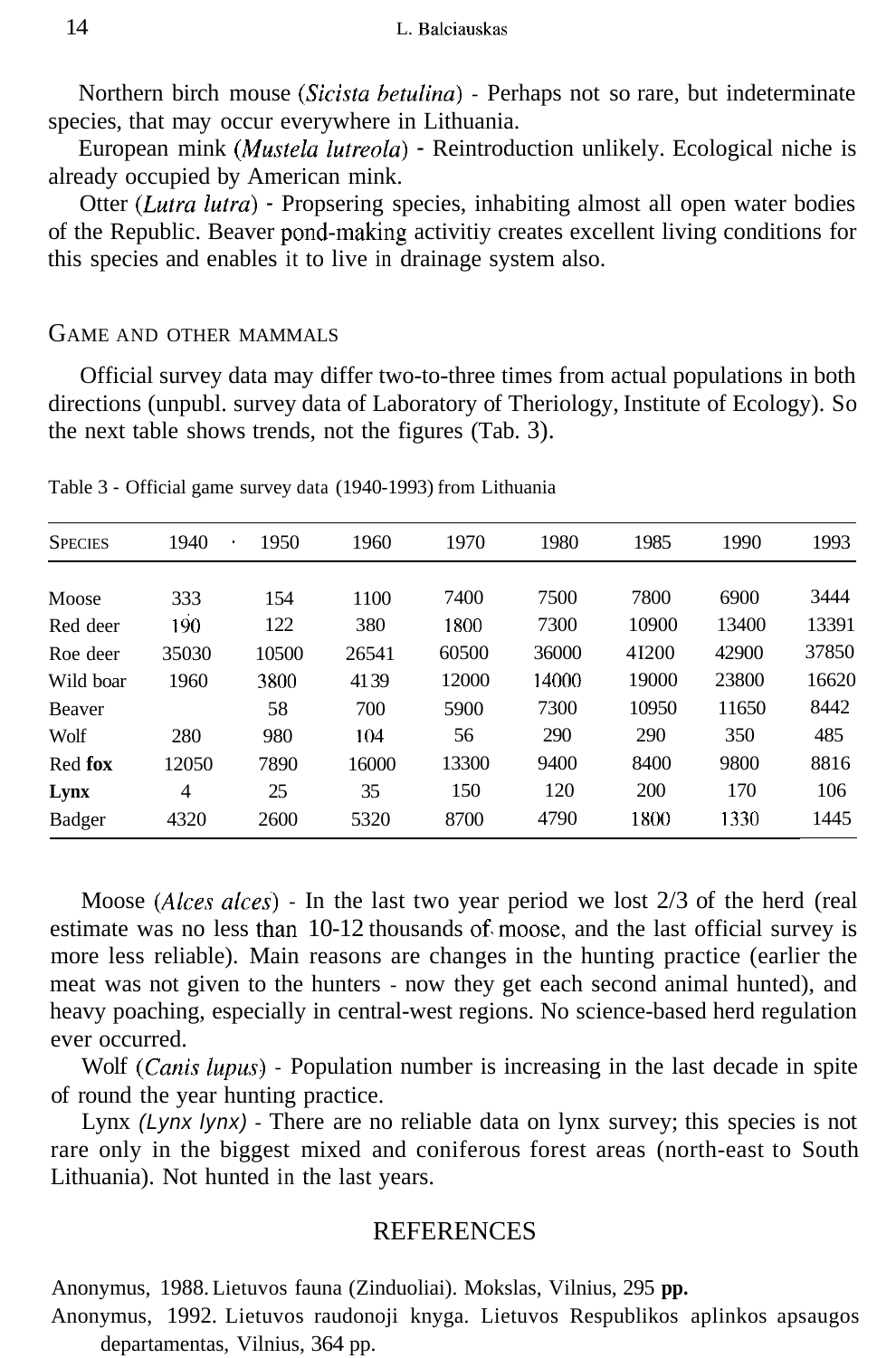Northern birch mouse (*Sicista betulina*) - Perhaps not so rare, but indeterminate species, that may occur everywhere in Lithuania.

European mink (*Mustela lutreola*) - Reintroduction unlikely. Ecological niche is already occupied by American mink.

Otter (*Lutra lutra*) - Propsering species, inhabiting almost all open water bodies of the Republic. Beaver pond-making activitiy creates excellent living conditions for this species and enables it to live in drainage system also.

## Game and other mammals

Official survey data may differ two-to-three times from actual populations in both directions (unpubl. survey data of Laboratory of Theriology, Institute of Ecology). So the next table shows trends, not the figures (Tab. 3).

Table 3 - Official game survey data (1940-1993) from Lithuania

| Species | 1940 | 1950 | 1960 | 1970 | 1980 | 1985 | 1990 | 1993 |
|---|---|---|---|---|---|---|---|---|
| Moose | 333 | 154 | 1100 | 7400 | 7500 | 7800 | 6900 | 3444 |
| Red deer | 190 | 122 | 380 | 1800 | 7300 | 10900 | 13400 | 13391 |
| Roe deer | 35030 | 10500 | 26541 | 60500 | 36000 | 41200 | 42900 | 37850 |
| Wild boar | 1960 | 3800 | 4139 | 12000 | 14000 | 19000 | 23800 | 16620 |
| Beaver | | 58 | 700 | 5900 | 7300 | 10950 | 11650 | 8442 |
| Wolf | 280 | 980 | 104 | 56 | 290 | 290 | 350 | 485 |
| Red fox | 12050 | 7890 | 16000 | 13300 | 9400 | 8400 | 9800 | 8816 |
| Lynx | 4 | 25 | 35 | 150 | 120 | 200 | 170 | 106 |
| Badger | 4320 | 2600 | 5320 | 8700 | 4790 | 1800 | 1330 | 1445 |

Moose (*Alces alces*) - In the last two year period we lost 2/3 of the herd (real estimate was no less than 10-12 thousands of moose, and the last official survey is more less reliable). Main reasons are changes in the hunting practice (earlier the meat was not given to the hunters - now they get each second animal hunted), and heavy poaching, especially in central-west regions. No science-based herd regulation ever occurred.

Wolf (*Canis lupus*) - Population number is increasing in the last decade in spite of round the year hunting practice.

Lynx (*Lynx lynx*) - There are no reliable data on lynx survey; this species is not rare only in the biggest mixed and coniferous forest areas (north-east to South Lithuania). Not hunted in the last years.

## REFERENCES

Anonymus, 1988. Lietuvos fauna (Zinduoliai). Mokslas, Vilnius, 295 pp.

Anonymus, 1992. Lietuvos raudonoji knyga. Lietuvos Respublikos aplinkos apsaugos departamentas, Vilnius, 364 pp.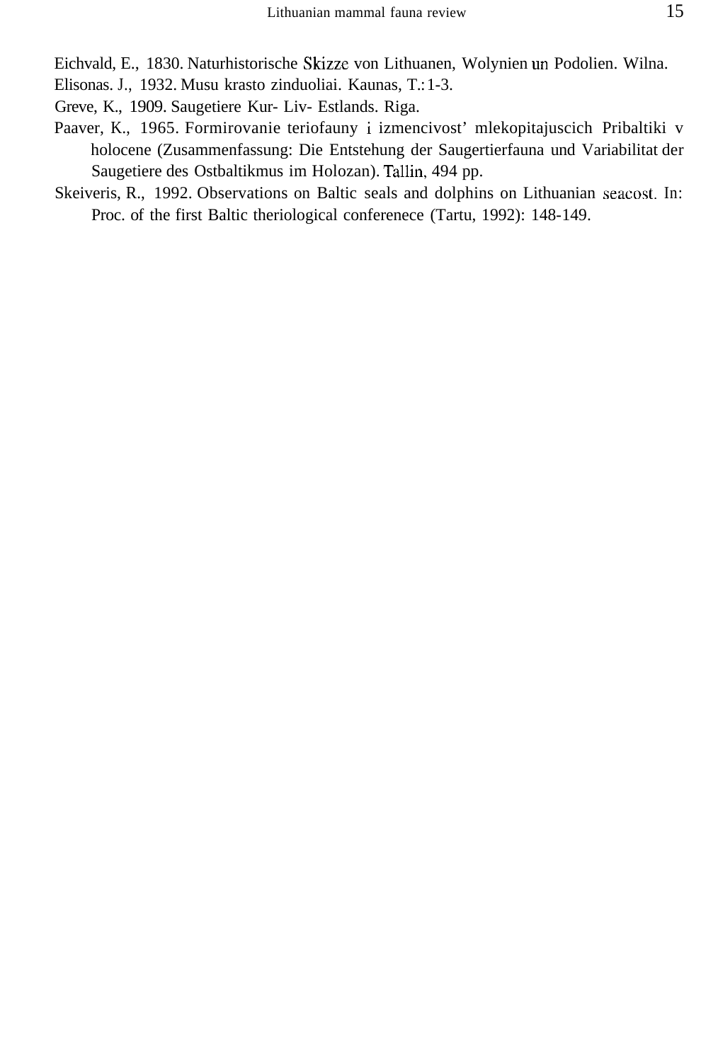Eichvald, E., 1830. Naturhistorische Skizze von Lithuanen, Wolynien un Podolien. Wilna.

Elisonas. J., 1932. Musu krasto zinduoliai. Kaunas, T.: 1-3.

Greve, K., 1909. Saugetiere Kur- Liv- Estlands. Riga.

Paaver, K., 1965. Formirovanie teriofauny i izmencivost' mlekopitajuscich Pribaltiki v holocene (Zusammenfassung: Die Entstehung der Saugertierfauna und Variabilitat der Saugetiere des Ostbaltikmus im Holozan). Tallin, 494 pp.

Skeiveris, R., 1992. Observations on Baltic seals and dolphins on Lithuanian seacost. In: Proc. of the first Baltic theriological conferenece (Tartu, 1992): 148-149.